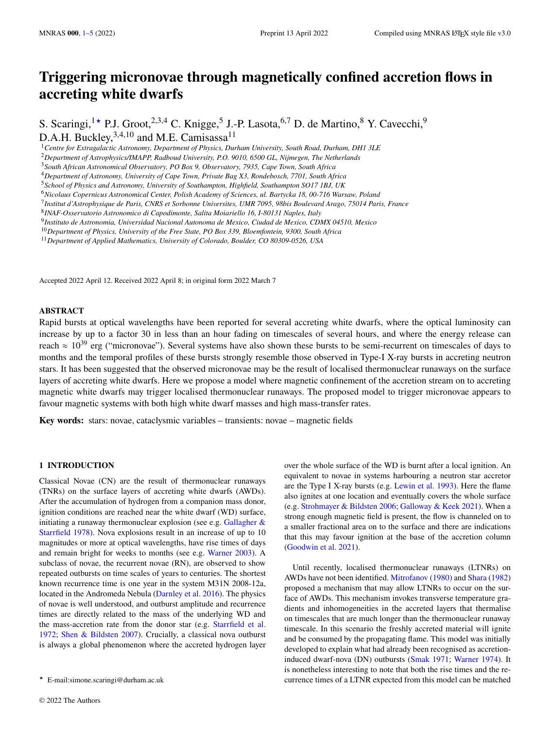# Triggering micronovae through magnetically confined accretion flows in accreting white dwarfs

S. Scaringi,[1★] P.J. Groot,[2,3,4] C. Knigge,[5] J.-P. Lasota,[6,7] D. de Martino,[8] Y. Cavecchi,[9] D.A.H. Buckley,[3,4,10] and M.E. Camisassa[11]

[1] *Centre for Extragalactic Astronomy, Department of Physics, Durham University, South Road, Durham, DH1 3LE*
[2] *Department of Astrophysics/IMAPP, Radboud University, P.O. 9010, 6500 GL, Nijmegen, The Netherlands*
[3] *South African Astronomical Observatory, PO Box 9, Observatory, 7935, Cape Town, South Africa*
[4] *Department of Astronomy, University of Cape Town, Private Bag X3, Rondebosch, 7701, South Africa*
[5] *School of Physics and Astronomy, University of Southampton, Highfield, Southampton SO17 1BJ, UK*
[6] *Nicolaus Copernicus Astronomical Center, Polish Academy of Sciences, ul. Bartycka 18, 00-716 Warsaw, Poland*
[7] *Institut d'Astrophysique de Paris, CNRS et Sorbonne Universites, UMR 7095, 98bis Boulevard Arago, 75014 Paris, France*
[8] *INAF-Osservatorio Astronomico di Capodimonte, Salita Moiariello 16, I-80131 Naples, Italy*
[9] *Instituto de Astronomia, Universidad Nacional Autonoma de Mexico, Ciudad de Mexico, CDMX 04510, Mexico*
[10] *Department of Physics, University of the Free State, PO Box 339, Bloemfontein, 9300, South Africa*
[11] *Department of Applied Mathematics, University of Colorado, Boulder, CO 80309-0526, USA*

Accepted 2022 April 12. Received 2022 April 8; in original form 2022 March 7

## ABSTRACT

Rapid bursts at optical wavelengths have been reported for several accreting white dwarfs, where the optical luminosity can increase by up to a factor 30 in less than an hour fading on timescales of several hours, and where the energy release can reach $\approx 10^{39}$ erg ("micronovae"). Several systems have also shown these bursts to be semi-recurrent on timescales of days to months and the temporal profiles of these bursts strongly resemble those observed in Type-I X-ray bursts in accreting neutron stars. It has been suggested that the observed micronovae may be the result of localised thermonuclear runaways on the surface layers of accreting white dwarfs. Here we propose a model where magnetic confinement of the accretion stream on to accreting magnetic white dwarfs may trigger localised thermonuclear runaways. The proposed model to trigger micronovae appears to favour magnetic systems with both high white dwarf masses and high mass-transfer rates.

**Key words:** stars: novae, cataclysmic variables – transients: novae – magnetic fields

## 1 INTRODUCTION

Classical Novae (CN) are the result of thermonuclear runaways (TNRs) on the surface layers of accreting white dwarfs (AWDs). After the accumulation of hydrogen from a companion mass donor, ignition conditions are reached near the white dwarf (WD) surface, initiating a runaway thermonuclear explosion (see e.g. Gallagher & Starrfield 1978). Nova explosions result in an increase of up to 10 magnitudes or more at optical wavelengths, have rise times of days and remain bright for weeks to months (see e.g. Warner 2003). A subclass of novae, the recurrent novae (RN), are observed to show repeated outbursts on time scales of years to centuries. The shortest known recurrence time is one year in the system M31N 2008-12a, located in the Andromeda Nebula (Darnley et al. 2016). The physics of novae is well understood, and outburst amplitude and recurrence times are directly related to the mass of the underlying WD and the mass-accretion rate from the donor star (e.g. Starrfield et al. 1972; Shen & Bildsten 2007). Crucially, a classical nova outburst is always a global phenomenon where the accreted hydrogen layer over the whole surface of the WD is burnt after a local ignition. An equivalent to novae in systems harbouring a neutron star accretor are the Type I X-ray bursts (e.g. Lewin et al. 1993). Here the flame also ignites at one location and eventually covers the whole surface (e.g. Strohmayer & Bildsten 2006; Galloway & Keek 2021). When a strong enough magnetic field is present, the flow is channeled on to a smaller fractional area on to the surface and there are indications that this may favour ignition at the base of the accretion column (Goodwin et al. 2021).

Until recently, localised thermonuclear runaways (LTNRs) on AWDs have not been identified. Mitrofanov (1980) and Shara (1982) proposed a mechanism that may allow LTNRs to occur on the surface of AWDs. This mechanism invokes transverse temperature gradients and inhomogeneities in the accreted layers that thermalise on timescales that are much longer than the thermonuclear runaway timescale. In this scenario the freshly accreted material will ignite and be consumed by the propagating flame. This model was initially developed to explain what had already been recognised as accretion-induced dwarf-nova (DN) outbursts (Smak 1971; Warner 1974). It is nonetheless interesting to note that both the rise times and the recurrence times of a LTNR expected from this model can be matched

★ E-mail:simone.scaringi@durham.ac.uk

© 2022 The Authors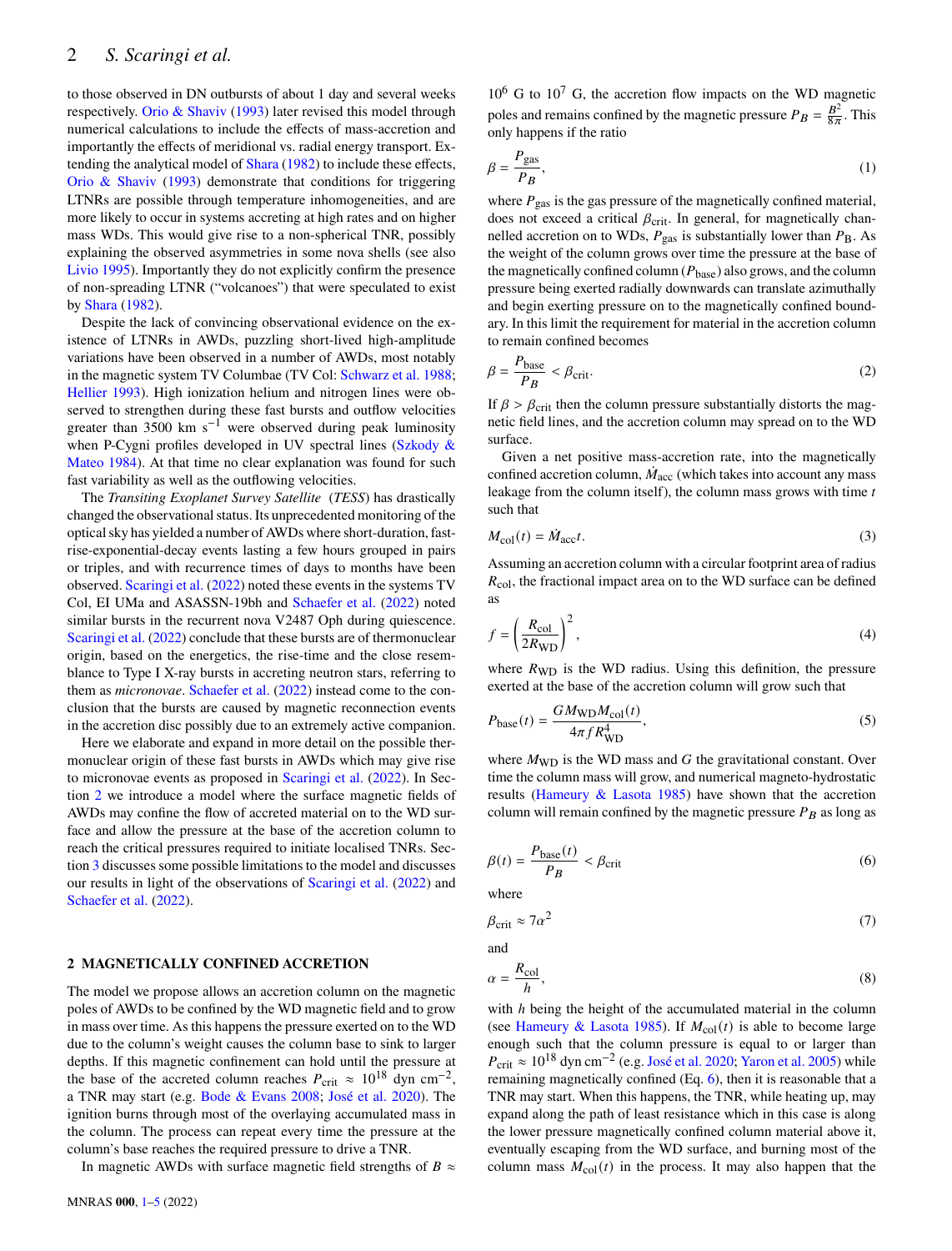to those observed in DN outbursts of about 1 day and several weeks respectively. Orio & Shaviv (1993) later revised this model through numerical calculations to include the effects of mass-accretion and importantly the effects of meridional vs. radial energy transport. Extending the analytical model of Shara (1982) to include these effects, Orio & Shaviv (1993) demonstrate that conditions for triggering LTNRs are possible through temperature inhomogeneities, and are more likely to occur in systems accreting at high rates and on higher mass WDs. This would give rise to a non-spherical TNR, possibly explaining the observed asymmetries in some nova shells (see also Livio 1995). Importantly they do not explicitly confirm the presence of non-spreading LTNR ("volcanoes") that were speculated to exist by Shara (1982).

Despite the lack of convincing observational evidence on the existence of LTNRs in AWDs, puzzling short-lived high-amplitude variations have been observed in a number of AWDs, most notably in the magnetic system TV Columbae (TV Col: Schwarz et al. 1988; Hellier 1993). High ionization helium and nitrogen lines were observed to strengthen during these fast bursts and outflow velocities greater than 3500 km $s^{-1}$ were observed during peak luminosity when P-Cygni profiles developed in UV spectral lines (Szkody & Mateo 1984). At that time no clear explanation was found for such fast variability as well as the outflowing velocities.

The *Transiting Exoplanet Survey Satellite* (*TESS*) has drastically changed the observational status. Its unprecedented monitoring of the optical sky has yielded a number of AWDs where short-duration, fast-rise-exponential-decay events lasting a few hours grouped in pairs or triples, and with recurrence times of days to months have been observed. Scaringi et al. (2022) noted these events in the systems TV Col, EI UMa and ASASSN-19bh and Schaefer et al. (2022) noted similar bursts in the recurrent nova V2487 Oph during quiescence. Scaringi et al. (2022) conclude that these bursts are of thermonuclear origin, based on the energetics, the rise-time and the close resemblance to Type I X-ray bursts in accreting neutron stars, referring to them as *micronovae*. Schaefer et al. (2022) instead come to the conclusion that the bursts are caused by magnetic reconnection events in the accretion disc possibly due to an extremely active companion.

Here we elaborate and expand in more detail on the possible thermonuclear origin of these fast bursts in AWDs which may give rise to micronovae events as proposed in Scaringi et al. (2022). In Section 2 we introduce a model where the surface magnetic fields of AWDs may confine the flow of accreted material on to the WD surface and allow the pressure at the base of the accretion column to reach the critical pressures required to initiate localised TNRs. Section 3 discusses some possible limitations to the model and discusses our results in light of the observations of Scaringi et al. (2022) and Schaefer et al. (2022).

## 2 MAGNETICALLY CONFINED ACCRETION

The model we propose allows an accretion column on the magnetic poles of AWDs to be confined by the WD magnetic field and to grow in mass over time. As this happens the pressure exerted on to the WD due to the column's weight causes the column base to sink to larger depths. If this magnetic confinement can hold until the pressure at the base of the accreted column reaches $P_{\rm crit} \approx 10^{18}$ dyn $\rm cm^{-2}$, a TNR may start (e.g. Bode & Evans 2008; José et al. 2020). The ignition burns through most of the overlaying accumulated mass in the column. The process can repeat every time the pressure at the column's base reaches the required pressure to drive a TNR.

In magnetic AWDs with surface magnetic field strengths of $B \approx 10^6$ G to $10^7$ G, the accretion flow impacts on the WD magnetic poles and remains confined by the magnetic pressure $P_B = \frac{B^2}{8\pi}$. This only happens if the ratio

$$\beta = \frac{P_{\rm gas}}{P_B}, \tag{1}$$

where $P_{\rm gas}$ is the gas pressure of the magnetically confined material, does not exceed a critical $\beta_{\rm crit}$. In general, for magnetically channelled accretion on to WDs, $P_{\rm gas}$ is substantially lower than $P_{\rm B}$. As the weight of the column grows over time the pressure at the base of the magnetically confined column ($P_{\rm base}$) also grows, and the column pressure being exerted radially downwards can translate azimuthally and begin exerting pressure on to the magnetically confined boundary. In this limit the requirement for material in the accretion column to remain confined becomes

$$\beta = \frac{P_{\rm base}}{P_B} < \beta_{\rm crit}. \tag{2}$$

If $\beta > \beta_{\rm crit}$ then the column pressure substantially distorts the magnetic field lines, and the accretion column may spread on to the WD surface.

Given a net positive mass-accretion rate, into the magnetically confined accretion column, $\dot{M}_{\rm acc}$ (which takes into account any mass leakage from the column itself), the column mass grows with time $t$ such that

$$M_{\rm col}(t) = \dot{M}_{\rm acc} t. \tag{3}$$

Assuming an accretion column with a circular footprint area of radius $R_{\rm col}$, the fractional impact area on to the WD surface can be defined as

$$f = \left(\frac{R_{\rm col}}{2R_{\rm WD}}\right)^2, \tag{4}$$

where $R_{\rm WD}$ is the WD radius. Using this definition, the pressure exerted at the base of the accretion column will grow such that

$$P_{\rm base}(t) = \frac{GM_{\rm WD}M_{\rm col}(t)}{4\pi f R_{\rm WD}^4}, \tag{5}$$

where $M_{\rm WD}$ is the WD mass and $G$ the gravitational constant. Over time the column mass will grow, and numerical magneto-hydrostatic results (Hameury & Lasota 1985) have shown that the accretion column will remain confined by the magnetic pressure $P_B$ as long as

$$\beta(t) = \frac{P_{\rm base}(t)}{P_B} < \beta_{\rm crit} \tag{6}$$

where

$$\beta_{\rm crit} \approx 7\alpha^2 \tag{7}$$

and

$$\alpha = \frac{R_{\rm col}}{h}, \tag{8}$$

with $h$ being the height of the accumulated material in the column (see Hameury & Lasota 1985). If $M_{\rm col}(t)$ is able to become large enough such that the column pressure is equal to or larger than $P_{\rm crit} \approx 10^{18}$ dyn $\rm cm^{-2}$ (e.g. José et al. 2020; Yaron et al. 2005) while remaining magnetically confined (Eq. 6), then it is reasonable that a TNR may start. When this happens, the TNR, while heating up, may expand along the path of least resistance which in this case is along the lower pressure magnetically confined column material above it, eventually escaping from the WD surface, and burning most of the column mass $M_{\rm col}(t)$ in the process. It may also happen that the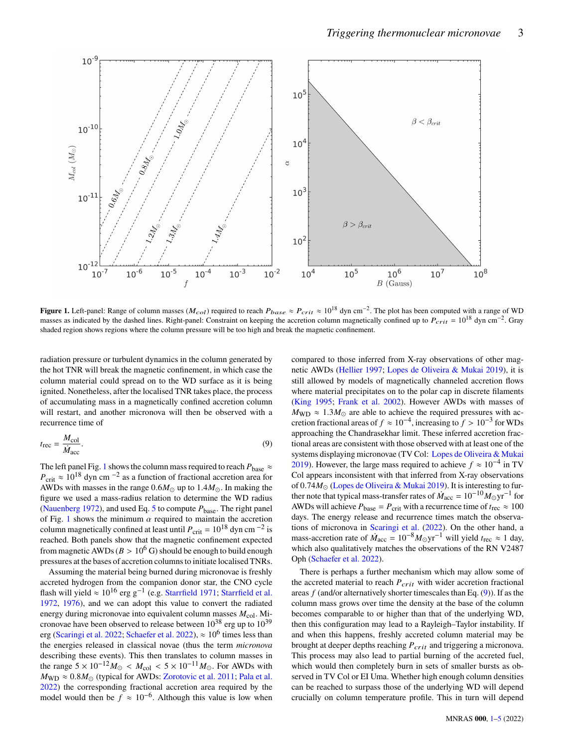**Figure 1.** Left-panel: Range of column masses ($M_{col}$) required to reach $P_{base} \approx P_{crit} \approx 10^{18}$ dyn cm$^{-2}$. The plot has been computed with a range of WD masses as indicated by the dashed lines. Right-panel: Constraint on keeping the accretion column magnetically confined up to $P_{crit} = 10^{18}$ dyn cm$^{-2}$. Gray shaded region shows regions where the column pressure will be too high and break the magnetic confinement.

radiation pressure or turbulent dynamics in the column generated by the hot TNR will break the magnetic confinement, in which case the column material could spread on to the WD surface as it is being ignited. Nonetheless, after the localised TNR takes place, the process of accumulating mass in a magnetically confined accretion column will restart, and another micronova will then be observed with a recurrence time of

$$t_{\rm rec} = \frac{M_{\rm col}}{\dot{M}_{\rm acc}}. \tag{9}$$

The left panel Fig. 1 shows the column mass required to reach $P_{\rm base} \approx P_{\rm crit} \approx 10^{18}$ dyn cm $^{-2}$ as a function of fractional accretion area for AWDs with masses in the range $0.6 M_\odot$ up to $1.4 M_\odot$. In making the figure we used a mass-radius relation to determine the WD radius (Nauenberg 1972), and used Eq. 5 to compute $P_{\rm base}$. The right panel of Fig. 1 shows the minimum $\alpha$ required to maintain the accretion column magnetically confined at least until $P_{\rm crit} = 10^{18}$ dyn cm $^{-2}$ is reached. Both panels show that the magnetic confinement expected from magnetic AWDs ($B > 10^6$ G) should be enough to build enough pressures at the bases of accretion columns to initiate localised TNRs.

Assuming the material being burned during micronovae is freshly accreted hydrogen from the companion donor star, the CNO cycle flash will yield $\approx 10^{16}$ erg g$^{-1}$ (e.g. Starrfield 1971; Starrfield et al. 1972, 1976), and we can adjust this value to convert the radiated energy during micronovae into equivalent column masses $M_{\rm col}$. Micronovae have been observed to release between $10^{38}$ erg up to $10^{39}$ erg (Scaringi et al. 2022; Schaefer et al. 2022), $\approx 10^6$ times less than the energies released in classical novae (thus the term *micronova* describing these events). This then translates to column masses in the range $5 \times 10^{-12} M_\odot < M_{\rm col} < 5 \times 10^{-11} M_\odot$. For AWDs with $M_{\rm WD} \approx 0.8 M_\odot$ (typical for AWDs: Zorotovic et al. 2011; Pala et al. 2022) the corresponding fractional accretion area required by the model would then be $f \approx 10^{-6}$. Although this value is low when compared to those inferred from X-ray observations of other magnetic AWDs (Hellier 1997; Lopes de Oliveira & Mukai 2019), it is still allowed by models of magnetically channeled accretion flows where material precipitates on to the polar cap in discrete filaments (King 1995; Frank et al. 2002). However AWDs with masses of $M_{\rm WD} \approx 1.3 M_\odot$ are able to achieve the required pressures with accretion fractional areas of $f \approx 10^{-4}$, increasing to $f > 10^{-3}$ for WDs approaching the Chandrasekhar limit. These inferred accretion fractional areas are consistent with those observed with at least one of the systems displaying micronovae (TV Col: Lopes de Oliveira & Mukai 2019). However, the large mass required to achieve $f \approx 10^{-4}$ in TV Col appears inconsistent with that inferred from X-ray observations of $0.74 M_\odot$ (Lopes de Oliveira & Mukai 2019). It is interesting to further note that typical mass-transfer rates of $\dot{M}_{\rm acc} = 10^{-10} M_\odot {\rm yr}^{-1}$ for AWDs will achieve $P_{\rm base} = P_{\rm crit}$ with a recurrence time of $t_{\rm rec} \approx 100$ days. The energy release and recurrence times match the observations of micronova in Scaringi et al. (2022). On the other hand, a mass-accretion rate of $\dot{M}_{\rm acc} = 10^{-8} M_\odot {\rm yr}^{-1}$ will yield $t_{\rm rec} \approx 1$ day, which also qualitatively matches the observations of the RN V2487 Oph (Schaefer et al. 2022).

There is perhaps a further mechanism which may allow some of the accreted material to reach $P_{crit}$ with wider accretion fractional areas $f$ (and/or alternatively shorter timescales than Eq. (9)). If as the column mass grows over time the density at the base of the column becomes comparable to or higher than that of the underlying WD, then this configuration may lead to a Rayleigh–Taylor instability. If and when this happens, freshly accreted column material may be brought at deeper depths reaching $P_{crit}$ and triggering a micronova. This process may also lead to partial burning of the accreted fuel, which would then completely burn in sets of smaller bursts as observed in TV Col or EI Uma. Whether high enough column densities can be reached to surpass those of the underlying WD will depend crucially on column temperature profile. This in turn will depend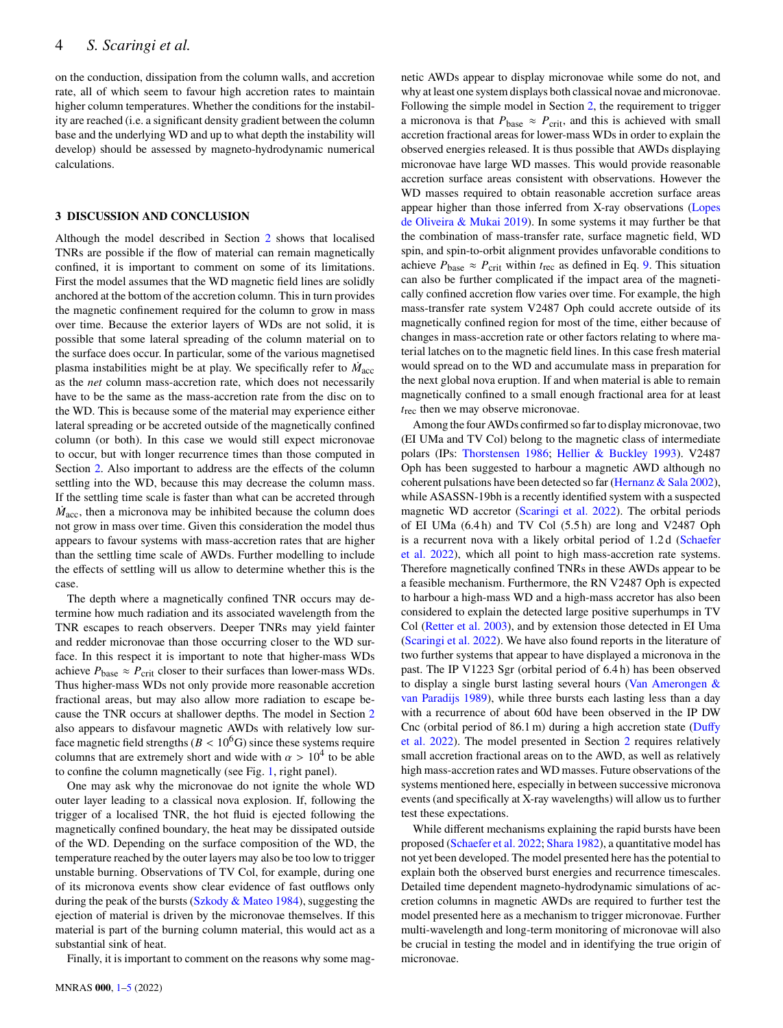on the conduction, dissipation from the column walls, and accretion rate, all of which seem to favour high accretion rates to maintain higher column temperatures. Whether the conditions for the instability are reached (i.e. a significant density gradient between the column base and the underlying WD and up to what depth the instability will develop) should be assessed by magneto-hydrodynamic numerical calculations.

## 3 DISCUSSION AND CONCLUSION

Although the model described in Section 2 shows that localised TNRs are possible if the flow of material can remain magnetically confined, it is important to comment on some of its limitations. First the model assumes that the WD magnetic field lines are solidly anchored at the bottom of the accretion column. This in turn provides the magnetic confinement required for the column to grow in mass over time. Because the exterior layers of WDs are not solid, it is possible that some lateral spreading of the column material on to the surface does occur. In particular, some of the various magnetised plasma instabilities might be at play. We specifically refer to $\dot{M}_{\rm acc}$ as the *net* column mass-accretion rate, which does not necessarily have to be the same as the mass-accretion rate from the disc on to the WD. This is because some of the material may experience either lateral spreading or be accreted outside of the magnetically confined column (or both). In this case we would still expect micronovae to occur, but with longer recurrence times than those computed in Section 2. Also important to address are the effects of the column settling into the WD, because this may decrease the column mass. If the settling time scale is faster than what can be accreted through $\dot{M}_{\rm acc}$, then a micronova may be inhibited because the column does not grow in mass over time. Given this consideration the model thus appears to favour systems with mass-accretion rates that are higher than the settling time scale of AWDs. Further modelling to include the effects of settling will us allow to determine whether this is the case.

The depth where a magnetically confined TNR occurs may determine how much radiation and its associated wavelength from the TNR escapes to reach observers. Deeper TNRs may yield fainter and redder micronovae than those occurring closer to the WD surface. In this respect it is important to note that higher-mass WDs achieve $P_{\rm base} \approx P_{\rm crit}$ closer to their surfaces than lower-mass WDs. Thus higher-mass WDs not only provide more reasonable accretion fractional areas, but may also allow more radiation to escape because the TNR occurs at shallower depths. The model in Section 2 also appears to disfavour magnetic AWDs with relatively low surface magnetic field strengths ($B < 10^6$G) since these systems require columns that are extremely short and wide with $\alpha > 10^4$ to be able to confine the column magnetically (see Fig. 1, right panel).

One may ask why the micronovae do not ignite the whole WD outer layer leading to a classical nova explosion. If, following the trigger of a localised TNR, the hot fluid is ejected following the magnetically confined boundary, the heat may be dissipated outside of the WD. Depending on the surface composition of the WD, the temperature reached by the outer layers may also be too low to trigger unstable burning. Observations of TV Col, for example, during one of its micronova events show clear evidence of fast outflows only during the peak of the bursts (Szkody & Mateo 1984), suggesting the ejection of material is driven by the micronovae themselves. If this material is part of the burning column material, this would act as a substantial sink of heat.

Finally, it is important to comment on the reasons why some magnetic AWDs appear to display micronovae while some do not, and why at least one system displays both classical novae and micronovae. Following the simple model in Section 2, the requirement to trigger a micronova is that $P_{\rm base} \approx P_{\rm crit}$, and this is achieved with small accretion fractional areas for lower-mass WDs in order to explain the observed energies released. It is thus possible that AWDs displaying micronovae have large WD masses. This would provide reasonable accretion surface areas consistent with observations. However the WD masses required to obtain reasonable accretion surface areas appear higher than those inferred from X-ray observations (Lopes de Oliveira & Mukai 2019). In some systems it may further be that the combination of mass-transfer rate, surface magnetic field, WD spin, and spin-to-orbit alignment provides unfavorable conditions to achieve $P_{\rm base} \approx P_{\rm crit}$ within $t_{\rm rec}$ as defined in Eq. 9. This situation can also be further complicated if the impact area of the magnetically confined accretion flow varies over time. For example, the high mass-transfer rate system V2487 Oph could accrete outside of its magnetically confined region for most of the time, either because of changes in mass-accretion rate or other factors relating to where material latches on to the magnetic field lines. In this case fresh material would spread on to the WD and accumulate mass in preparation for the next global nova eruption. If and when material is able to remain magnetically confined to a small enough fractional area for at least $t_{\rm rec}$ then we may observe micronovae.

Among the four AWDs confirmed so far to display micronovae, two (EI UMa and TV Col) belong to the magnetic class of intermediate polars (IPs: Thorstensen 1986; Hellier & Buckley 1993). V2487 Oph has been suggested to harbour a magnetic AWD although no coherent pulsations have been detected so far (Hernanz & Sala 2002), while ASASSN-19bh is a recently identified system with a suspected magnetic WD accretor (Scaringi et al. 2022). The orbital periods of EI UMa (6.4 h) and TV Col (5.5 h) are long and V2487 Oph is a recurrent nova with a likely orbital period of 1.2 d (Schaefer et al. 2022), which all point to high mass-accretion rate systems. Therefore magnetically confined TNRs in these AWDs appear to be a feasible mechanism. Furthermore, the RN V2487 Oph is expected to harbour a high-mass WD and a high-mass accretor has also been considered to explain the detected large positive superhumps in TV Col (Retter et al. 2003), and by extension those detected in EI Uma (Scaringi et al. 2022). We have also found reports in the literature of two further systems that appear to have displayed a micronova in the past. The IP V1223 Sgr (orbital period of 6.4 h) has been observed to display a single burst lasting several hours (Van Amerongen & van Paradijs 1989), while three bursts each lasting less than a day with a recurrence of about 60d have been observed in the IP DW Cnc (orbital period of 86.1 m) during a high accretion state (Duffy et al. 2022). The model presented in Section 2 requires relatively small accretion fractional areas on to the AWD, as well as relatively high mass-accretion rates and WD masses. Future observations of the systems mentioned here, especially in between successive micronova events (and specifically at X-ray wavelengths) will allow us to further test these expectations.

While different mechanisms explaining the rapid bursts have been proposed (Schaefer et al. 2022; Shara 1982), a quantitative model has not yet been developed. The model presented here has the potential to explain both the observed burst energies and recurrence timescales. Detailed time dependent magneto-hydrodynamic simulations of accretion columns in magnetic AWDs are required to further test the model presented here as a mechanism to trigger micronovae. Further multi-wavelength and long-term monitoring of micronovae will also be crucial in testing the model and in identifying the true origin of micronovae.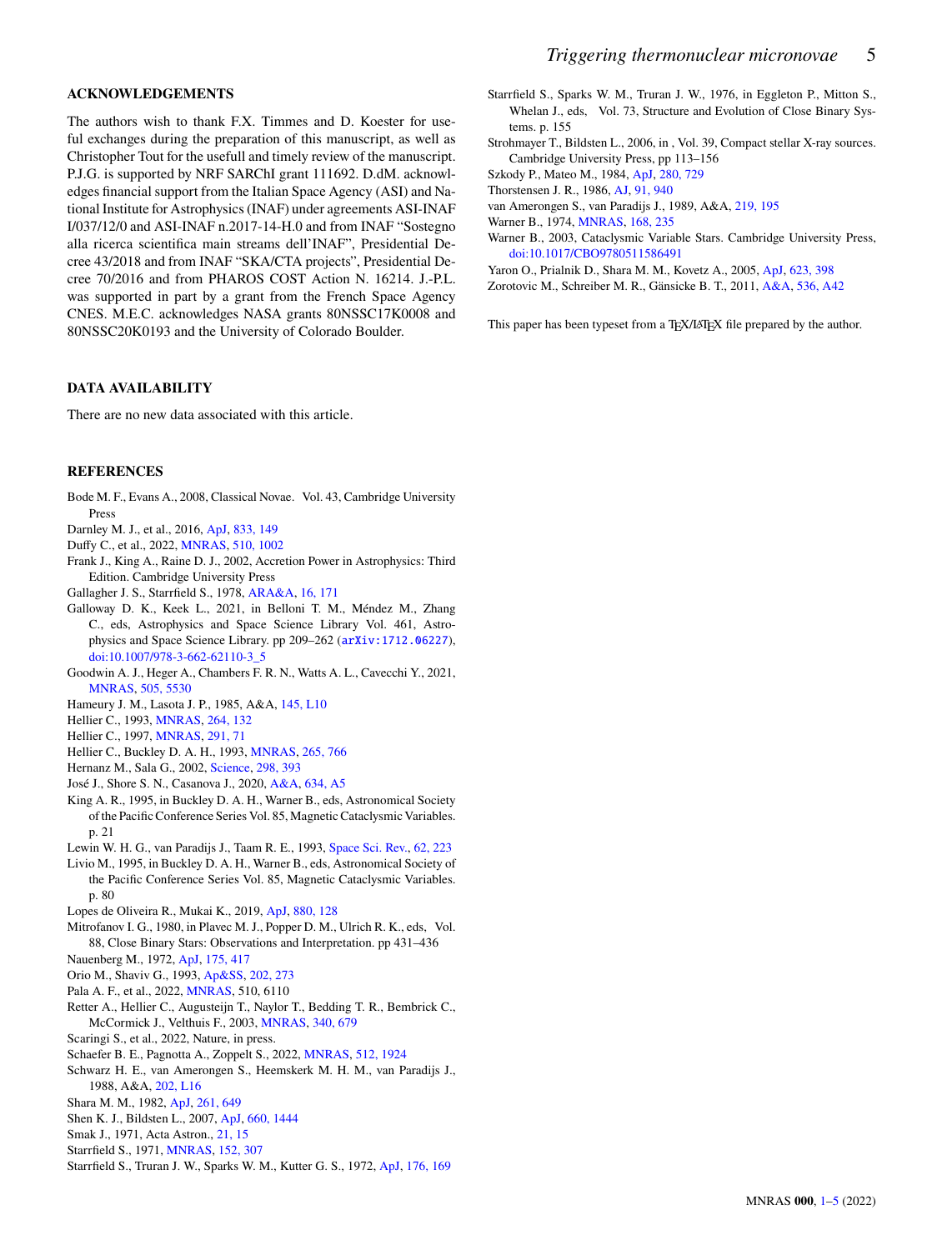## ACKNOWLEDGEMENTS

The authors wish to thank F.X. Timmes and D. Koester for useful exchanges during the preparation of this manuscript, as well as Christopher Tout for the usefull and timely review of the manuscript. P.J.G. is supported by NRF SARChI grant 111692. D.dM. acknowledges financial support from the Italian Space Agency (ASI) and National Institute for Astrophysics (INAF) under agreements ASI-INAF I/037/12/0 and ASI-INAF n.2017-14-H.0 and from INAF "Sostegno alla ricerca scientifica main streams dell'INAF", Presidential Decree 43/2018 and from INAF "SKA/CTA projects", Presidential Decree 70/2016 and from PHAROS COST Action N. 16214. J.-P.L. was supported in part by a grant from the French Space Agency CNES. M.E.C. acknowledges NASA grants 80NSSC17K0008 and 80NSSC20K0193 and the University of Colorado Boulder.

## DATA AVAILABILITY

There are no new data associated with this article.

## REFERENCES

Bode M. F., Evans A., 2008, Classical Novae. Vol. 43, Cambridge University Press

Darnley M. J., et al., 2016, ApJ, 833, 149

Duffy C., et al., 2022, MNRAS, 510, 1002

Frank J., King A., Raine D. J., 2002, Accretion Power in Astrophysics: Third Edition. Cambridge University Press

Gallagher J. S., Starrfield S., 1978, ARA&A, 16, 171

Galloway D. K., Keek L., 2021, in Belloni T. M., Méndez M., Zhang C., eds, Astrophysics and Space Science Library Vol. 461, Astrophysics and Space Science Library. pp 209–262 (arXiv:1712.06227), doi:10.1007/978-3-662-62110-3_5

Goodwin A. J., Heger A., Chambers F. R. N., Watts A. L., Cavecchi Y., 2021, MNRAS, 505, 5530

Hameury J. M., Lasota J. P., 1985, A&A, 145, L10

Hellier C., 1993, MNRAS, 264, 132

Hellier C., 1997, MNRAS, 291, 71

Hellier C., Buckley D. A. H., 1993, MNRAS, 265, 766

Hernanz M., Sala G., 2002, Science, 298, 393

José J., Shore S. N., Casanova J., 2020, A&A, 634, A5

King A. R., 1995, in Buckley D. A. H., Warner B., eds, Astronomical Society of the Pacific Conference Series Vol. 85, Magnetic Cataclysmic Variables. p. 21

Lewin W. H. G., van Paradijs J., Taam R. E., 1993, Space Sci. Rev., 62, 223

Livio M., 1995, in Buckley D. A. H., Warner B., eds, Astronomical Society of the Pacific Conference Series Vol. 85, Magnetic Cataclysmic Variables. p. 80

Lopes de Oliveira R., Mukai K., 2019, ApJ, 880, 128

Mitrofanov I. G., 1980, in Plavec M. J., Popper D. M., Ulrich R. K., eds, Vol. 88, Close Binary Stars: Observations and Interpretation. pp 431–436

Nauenberg M., 1972, ApJ, 175, 417

Orio M., Shaviv G., 1993, Ap&SS, 202, 273

Pala A. F., et al., 2022, MNRAS, 510, 6110

Retter A., Hellier C., Augusteijn T., Naylor T., Bedding T. R., Bembrick C., McCormick J., Velthuis F., 2003, MNRAS, 340, 679

Scaringi S., et al., 2022, Nature, in press.

Schaefer B. E., Pagnotta A., Zoppelt S., 2022, MNRAS, 512, 1924

Schwarz H. E., van Amerongen S., Heemskerk M. H. M., van Paradijs J., 1988, A&A, 202, L16

Shara M. M., 1982, ApJ, 261, 649

Shen K. J., Bildsten L., 2007, ApJ, 660, 1444

Smak J., 1971, Acta Astron., 21, 15

Starrfield S., 1971, MNRAS, 152, 307

Starrfield S., Truran J. W., Sparks W. M., Kutter G. S., 1972, ApJ, 176, 169

Starrfield S., Sparks W. M., Truran J. W., 1976, in Eggleton P., Mitton S., Whelan J., eds, Vol. 73, Structure and Evolution of Close Binary Systems. p. 155

Strohmayer T., Bildsten L., 2006, in , Vol. 39, Compact stellar X-ray sources. Cambridge University Press, pp 113–156

Szkody P., Mateo M., 1984, ApJ, 280, 729

Thorstensen J. R., 1986, AJ, 91, 940

van Amerongen S., van Paradijs J., 1989, A&A, 219, 195

Warner B., 1974, MNRAS, 168, 235

Warner B., 2003, Cataclysmic Variable Stars. Cambridge University Press, doi:10.1017/CBO9780511586491

Yaron O., Prialnik D., Shara M. M., Kovetz A., 2005, ApJ, 623, 398

Zorotovic M., Schreiber M. R., Gänsicke B. T., 2011, A&A, 536, A42

This paper has been typeset from a TEX/LATEX file prepared by the author.